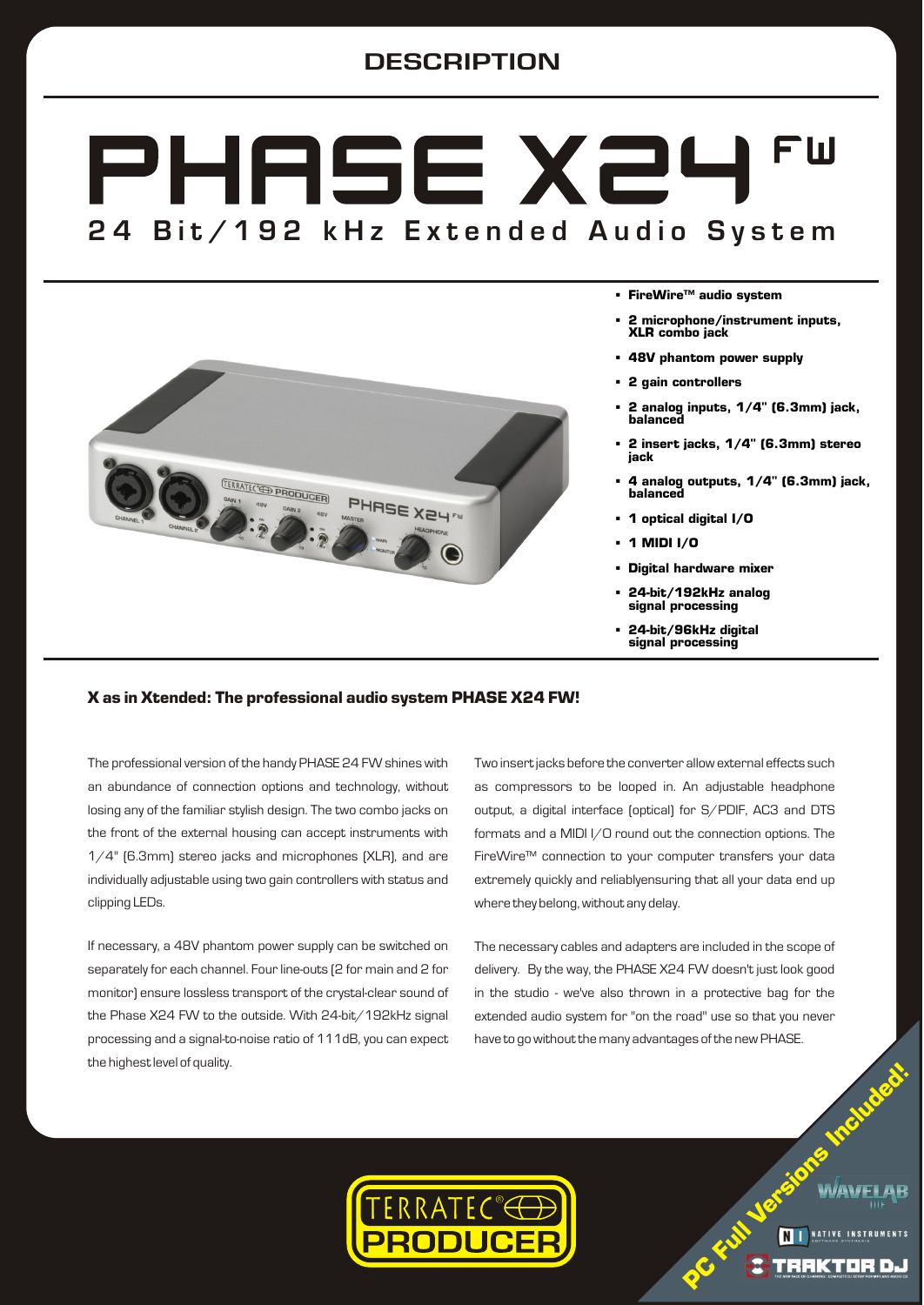## DESCRIPTION

# PHASE X24 FW

## 24 Bit/192 kHz Extended Audio System

- **FireWire™ audio system**
- **2 microphone/instrument inputs, XLR combo jack**
- **48V phantom power supply**
- **2 gain controllers**
- **2 analog inputs, 1/4" (6.3mm) jack, balanced**
- **2 insert jacks, 1/4" (6.3mm) stereo jack**
- **4 analog outputs, 1/4" (6.3mm) jack, balanced**
- **1 optical digital I/O**
- **1 MIDI I/O**
- **Digital hardware mixer**
- **24-bit/192kHz analog signal processing**
- **24-bit/96kHz digital signal processing**

### X as in Xtended: The professional audio system PHASE X24 FW!

The professional version of the handy PHASE 24 FW shines with an abundance of connection options and technology, without losing any of the familiar stylish design. The two combo jacks on the front of the external housing can accept instruments with 1/4" (6.3mm) stereo jacks and microphones (XLR), and are individually adjustable using two gain controllers with status and clipping LEDs.

If necessary, a 48V phantom power supply can be switched on separately for each channel. Four line-outs (2 for main and 2 for monitor) ensure lossless transport of the crystal-clear sound of the Phase X24 FW to the outside. With 24-bit/192kHz signal processing and a signal-to-noise ratio of 111dB, you can expect the highest level of quality.

Two insert jacks before the converter allow external effects such as compressors to be looped in. An adjustable headphone output, a digital interface (optical) for S/PDIF, AC3 and DTS formats and a MIDI I/O round out the connection options. The FireWire™ connection to your computer transfers your data extremely quickly and reliablyensuring that all your data end up where they belong, without any delay.

The necessary cables and adapters are included in the scope of delivery. By the way, the PHASE X24 FW doesn't just look good in the studio - we've also thrown in a protective bag for the extended audio system for "on the road" use so that you never have to go without the many advantages of the new PHASE.

PC Full Versions Included!

WAVELAB

NATIVE INSTRUMENTS

TRAKTOR DJ

TERRATEC PRODUCER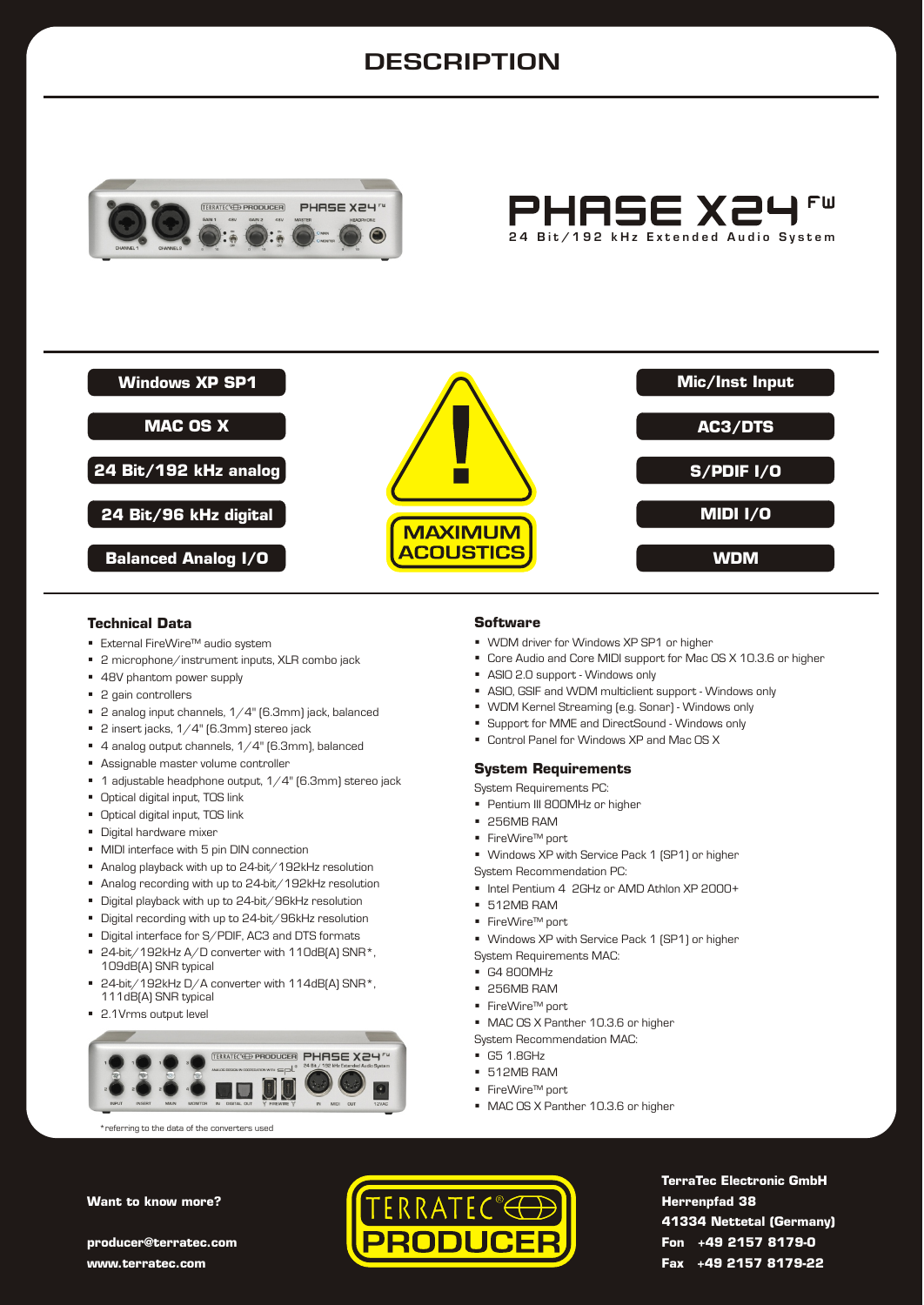# DESCRIPTION

PHASE X24 FW

24 Bit/192 kHz Extended Audio System

**Windows XP SP1**

**MAC OS X**

**24 Bit/192 kHz analog**

**24 Bit/96 kHz digital**

**Balanced Analog I/O**

MAXIMUM ACOUSTICS

**Mic/Inst Input**

**AC3/DTS**

**S/PDIF I/O**

**MIDI I/O**

**WDM**

### Technical Data

- External FireWire™ audio system
- 2 microphone/instrument inputs, XLR combo jack
- 48V phantom power supply
- 2 gain controllers
- 2 analog input channels, 1/4" (6.3mm) jack, balanced
- 2 insert jacks, 1/4" (6.3mm) stereo jack
- 4 analog output channels, 1/4" (6.3mm), balanced
- Assignable master volume controller
- 1 adjustable headphone output, 1/4" (6.3mm) stereo jack
- Optical digital input, TOS link
- Optical digital input, TOS link
- Digital hardware mixer
- MIDI interface with 5 pin DIN connection
- Analog playback with up to 24-bit/192kHz resolution
- Analog recording with up to 24-bit/192kHz resolution
- Digital playback with up to 24-bit/96kHz resolution
- Digital recording with up to 24-bit/96kHz resolution
- Digital interface for S/PDIF, AC3 and DTS formats
- 24-bit/192kHz A/D converter with 110dB(A) SNR*, 109dB(A) SNR typical
- 24-bit/192kHz D/A converter with 114dB(A) SNR*, 111dB(A) SNR typical
- 2.1Vrms output level

*referring to the data of the converters used

### Software

- WDM driver for Windows XP SP1 or higher
- Core Audio and Core MIDI support for Mac OS X 10.3.6 or higher
- ASIO 2.0 support - Windows only
- ASIO, GSIF and WDM multiclient support - Windows only
- WDM Kernel Streaming (e.g. Sonar) - Windows only
- Support for MME and DirectSound - Windows only
- Control Panel for Windows XP and Mac OS X

### System Requirements

System Requirements PC:

- Pentium III 800MHz or higher
- 256MB RAM
- FireWire™ port
- Windows XP with Service Pack 1 (SP1) or higher

System Recommendation PC:

- Intel Pentium 4 2GHz or AMD Athlon XP 2000+
- 512MB RAM
- FireWire™ port
- Windows XP with Service Pack 1 (SP1) or higher

System Requirements MAC:

- G4 800MHz
- 256MB RAM
- FireWire™ port
- MAC OS X Panther 10.3.6 or higher

System Recommendation MAC:

- G5 1.8GHz
- 512MB RAM
- FireWire™ port
- MAC OS X Panther 10.3.6 or higher

**Want to know more?**

**producer@terratec.com**
**www.terratec.com**

TERRATEC® PRODUCER

**TerraTec Electronic GmbH**
**Herrenpfad 38**
**41334 Nettetal (Germany)**
**Fon +49 2157 8179-0**
**Fax +49 2157 8179-22**